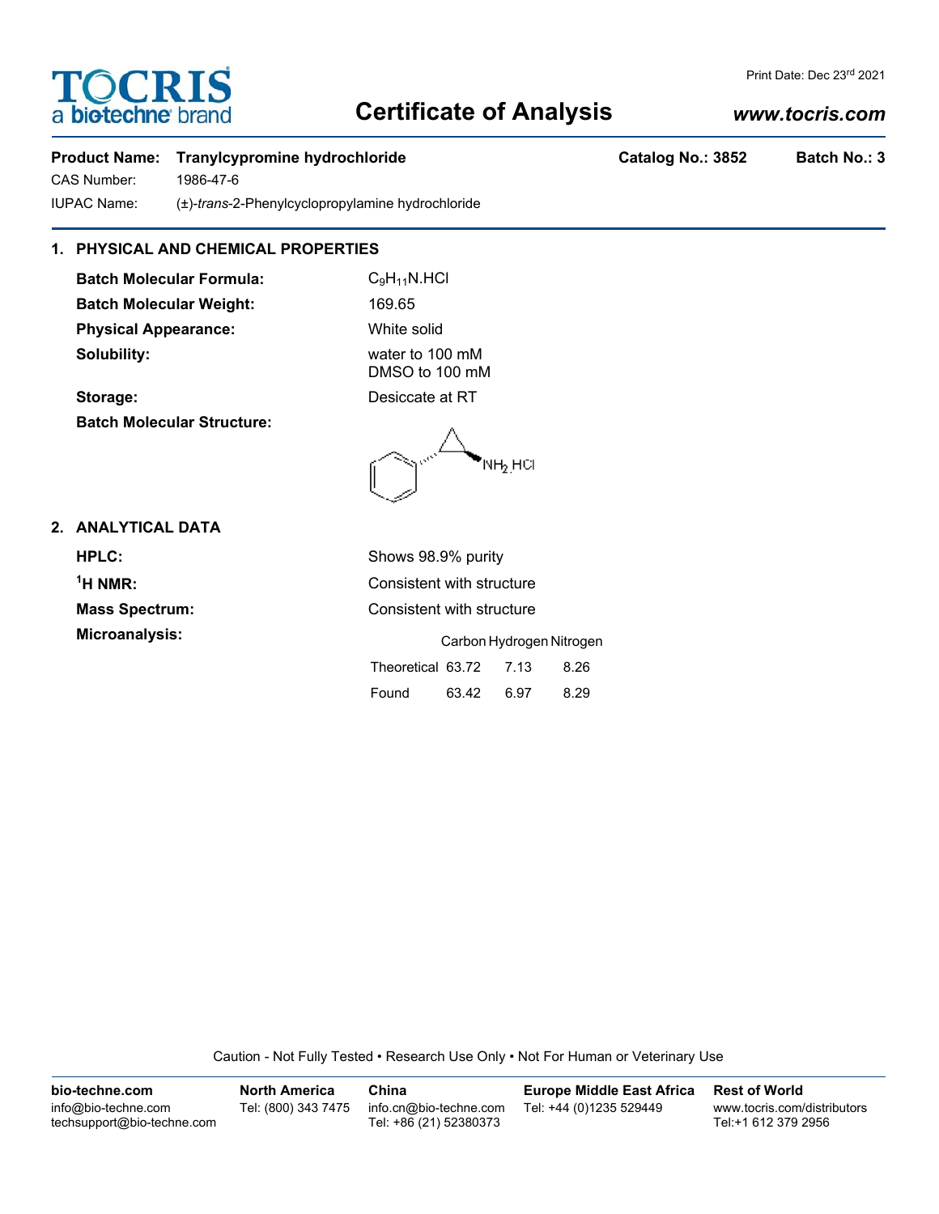# TOCRIS a biotechne brand

# Certificate of Analysis

Print Date: Dec 23rd 2021

*www.tocris.com*

**Product Name:** **Tranylcypromine hydrochloride** **Catalog No.: 3852** **Batch No.: 3**

CAS Number: 1986-47-6

IUPAC Name: (±)-*trans*-2-Phenylcyclopropylamine hydrochloride

## 1. PHYSICAL AND CHEMICAL PROPERTIES

**Batch Molecular Formula:** $C_9H_{11}N.HCl$

**Batch Molecular Weight:** 169.65

**Physical Appearance:** White solid

**Solubility:** water to 100 mM
DMSO to 100 mM

**Storage:** Desiccate at RT

**Batch Molecular Structure:**

## 2. ANALYTICAL DATA

**HPLC:** Shows 98.9% purity

**$^1$H NMR:** Consistent with structure

**Mass Spectrum:** Consistent with structure

**Microanalysis:**

| | Carbon | Hydrogen | Nitrogen |
|---|---|---|---|
| Theoretical | 63.72 | 7.13 | 8.26 |
| Found | 63.42 | 6.97 | 8.29 |

Caution - Not Fully Tested • Research Use Only • Not For Human or Veterinary Use

**bio-techne.com**
info@bio-techne.com
techsupport@bio-techne.com

**North America**
Tel: (800) 343 7475

**China**
info.cn@bio-techne.com
Tel: +86 (21) 52380373

**Europe Middle East Africa**
Tel: +44 (0)1235 529449

**Rest of World**
www.tocris.com/distributors
Tel:+1 612 379 2956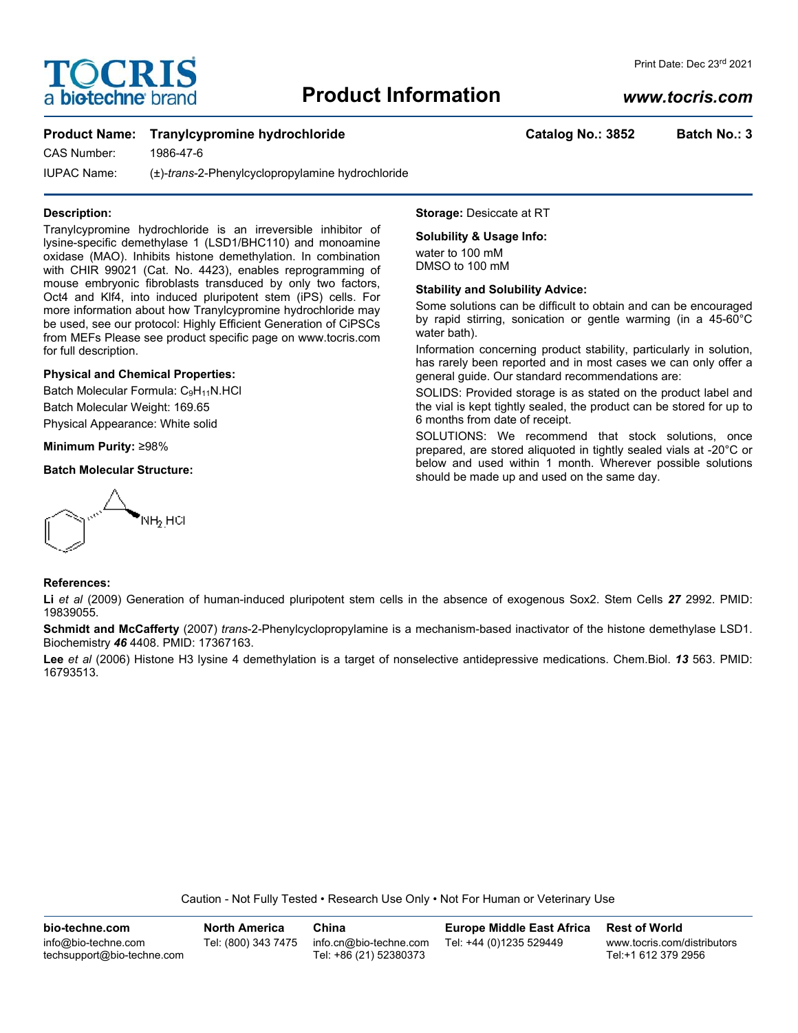# TOCRIS
a biotechne brand

Print Date: Dec 23rd 2021

## Product Information

*www.tocris.com*

**Product Name:** **Tranylcypromine hydrochloride** **Catalog No.: 3852** **Batch No.: 3**

CAS Number: 1986-47-6

IUPAC Name: (±)-*trans*-2-Phenylcyclopropylamine hydrochloride

### Description:

Tranylcypromine hydrochloride is an irreversible inhibitor of lysine-specific demethylase 1 (LSD1/BHC110) and monoamine oxidase (MAO). Inhibits histone demethylation. In combination with CHIR 99021 (Cat. No. 4423), enables reprogramming of mouse embryonic fibroblasts transduced by only two factors, Oct4 and Klf4, into induced pluripotent stem (iPS) cells. For more information about how Tranylcypromine hydrochloride may be used, see our protocol: Highly Efficient Generation of CiPSCs from MEFs Please see product specific page on www.tocris.com for full description.

### Physical and Chemical Properties:

Batch Molecular Formula: $C_9H_{11}N.HCl$

Batch Molecular Weight: 169.65

Physical Appearance: White solid

**Minimum Purity:** ≥98%

**Batch Molecular Structure:**

NH2 HCl

**Storage:** Desiccate at RT

### Solubility & Usage Info:

water to 100 mM

DMSO to 100 mM

### Stability and Solubility Advice:

Some solutions can be difficult to obtain and can be encouraged by rapid stirring, sonication or gentle warming (in a 45-60°C water bath).

Information concerning product stability, particularly in solution, has rarely been reported and in most cases we can only offer a general guide. Our standard recommendations are:

SOLIDS: Provided storage is as stated on the product label and the vial is kept tightly sealed, the product can be stored for up to 6 months from date of receipt.

SOLUTIONS: We recommend that stock solutions, once prepared, are stored aliquoted in tightly sealed vials at -20°C or below and used within 1 month. Wherever possible solutions should be made up and used on the same day.

### References:

**Li** *et al* (2009) Generation of human-induced pluripotent stem cells in the absence of exogenous Sox2. Stem Cells ***27*** 2992. PMID: 19839055.

**Schmidt and McCafferty** (2007) *trans*-2-Phenylcyclopropylamine is a mechanism-based inactivator of the histone demethylase LSD1. Biochemistry ***46*** 4408. PMID: 17367163.

**Lee** *et al* (2006) Histone H3 lysine 4 demethylation is a target of nonselective antidepressive medications. Chem.Biol. ***13*** 563. PMID: 16793513.

Caution - Not Fully Tested • Research Use Only • Not For Human or Veterinary Use

| bio-techne.com | North America | China | Europe Middle East Africa | Rest of World |
|---|---|---|---|---|
| info@bio-techne.com<br>techsupport@bio-techne.com | Tel: (800) 343 7475 | info.cn@bio-techne.com<br>Tel: +86 (21) 52380373 | Tel: +44 (0)1235 529449 | www.tocris.com/distributors<br>Tel:+1 612 379 2956 |